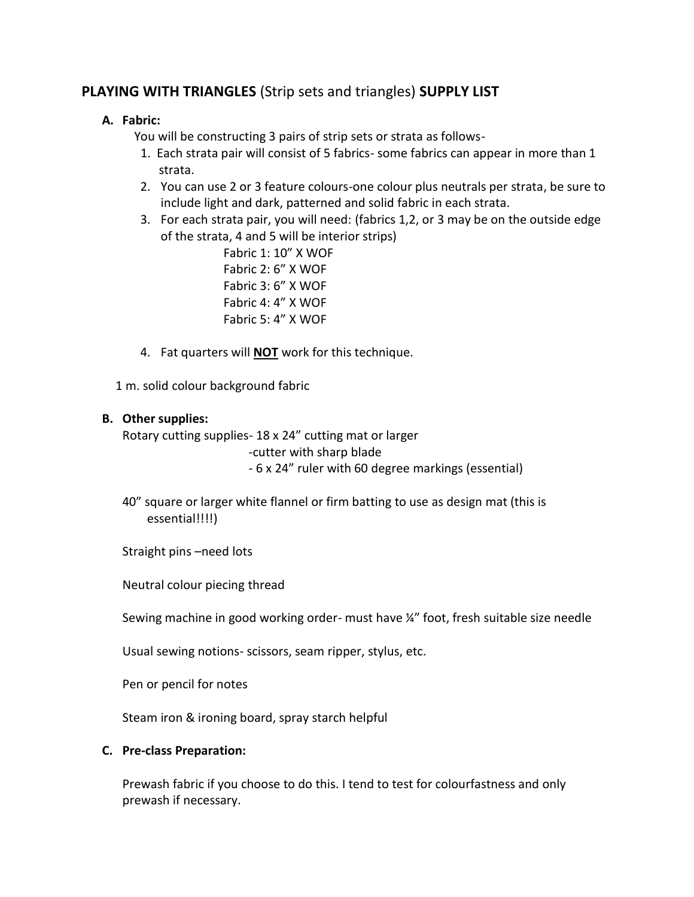## **PLAYING WITH TRIANGLES** (Strip sets and triangles) **SUPPLY LIST**

**A. Fabric:**

You will be constructing 3 pairs of strip sets or strata as follows-

1. Each strata pair will consist of 5 fabrics- some fabrics can appear in more than 1 strata.
2. You can use 2 or 3 feature colours-one colour plus neutrals per strata, be sure to include light and dark, patterned and solid fabric in each strata.
3. For each strata pair, you will need: (fabrics 1,2, or 3 may be on the outside edge of the strata, 4 and 5 will be interior strips)

   Fabric 1: 10" X WOF
   Fabric 2: 6" X WOF
   Fabric 3: 6" X WOF
   Fabric 4: 4" X WOF
   Fabric 5: 4" X WOF

4. Fat quarters will <u>**NOT**</u> work for this technique.

1 m. solid colour background fabric

**B. Other supplies:**

Rotary cutting supplies- 18 x 24" cutting mat or larger
-cutter with sharp blade
- 6 x 24" ruler with 60 degree markings (essential)

40" square or larger white flannel or firm batting to use as design mat (this is essential!!!!)

Straight pins –need lots

Neutral colour piecing thread

Sewing machine in good working order- must have ¼" foot, fresh suitable size needle

Usual sewing notions- scissors, seam ripper, stylus, etc.

Pen or pencil for notes

Steam iron & ironing board, spray starch helpful

**C. Pre-class Preparation:**

Prewash fabric if you choose to do this. I tend to test for colourfastness and only prewash if necessary.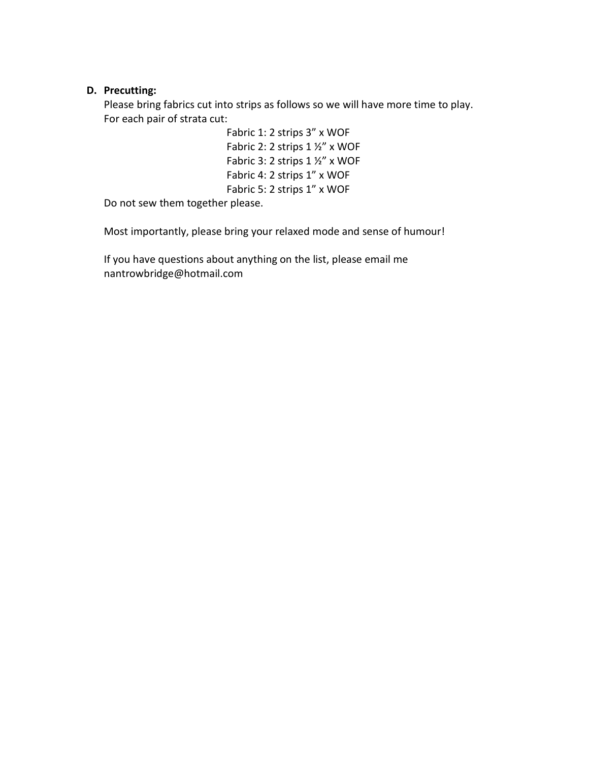**D. Precutting:**

Please bring fabrics cut into strips as follows so we will have more time to play.
For each pair of strata cut:

Fabric 1: 2 strips 3” x WOF
Fabric 2: 2 strips 1 ½” x WOF
Fabric 3: 2 strips 1 ½” x WOF
Fabric 4: 2 strips 1” x WOF
Fabric 5: 2 strips 1” x WOF

Do not sew them together please.

Most importantly, please bring your relaxed mode and sense of humour!

If you have questions about anything on the list, please email me
nantrowbridge@hotmail.com